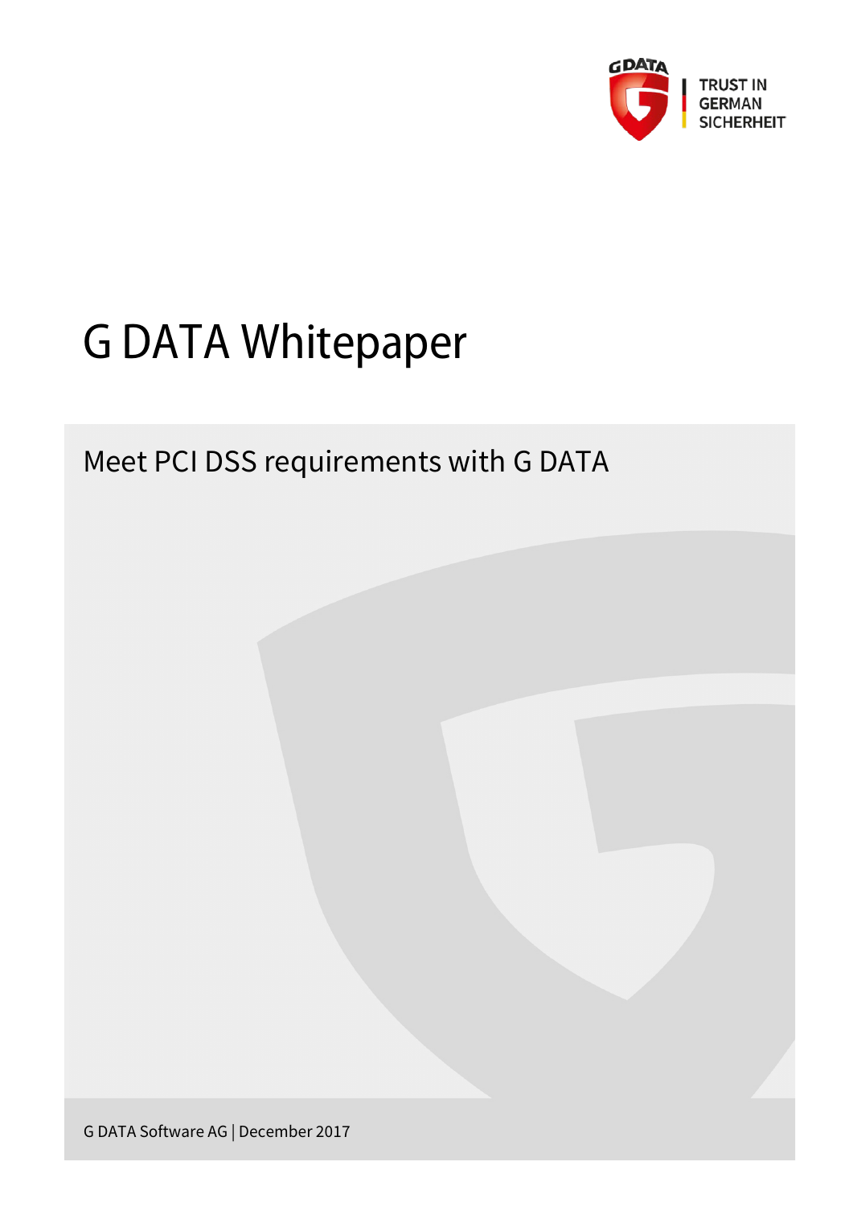TRUST IN GERMAN SICHERHEIT

# G DATA Whitepaper

## Meet PCI DSS requirements with G DATA

G DATA Software AG | December 2017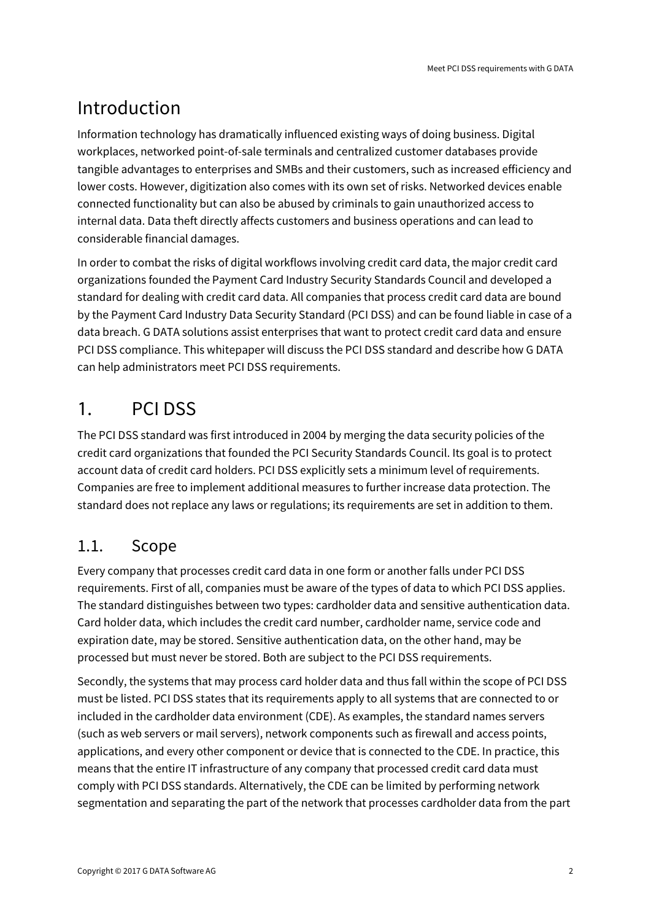# Introduction

Information technology has dramatically influenced existing ways of doing business. Digital workplaces, networked point-of-sale terminals and centralized customer databases provide tangible advantages to enterprises and SMBs and their customers, such as increased efficiency and lower costs. However, digitization also comes with its own set of risks. Networked devices enable connected functionality but can also be abused by criminals to gain unauthorized access to internal data. Data theft directly affects customers and business operations and can lead to considerable financial damages.

In order to combat the risks of digital workflows involving credit card data, the major credit card organizations founded the Payment Card Industry Security Standards Council and developed a standard for dealing with credit card data. All companies that process credit card data are bound by the Payment Card Industry Data Security Standard (PCI DSS) and can be found liable in case of a data breach. G DATA solutions assist enterprises that want to protect credit card data and ensure PCI DSS compliance. This whitepaper will discuss the PCI DSS standard and describe how G DATA can help administrators meet PCI DSS requirements.

# 1. PCI DSS

The PCI DSS standard was first introduced in 2004 by merging the data security policies of the credit card organizations that founded the PCI Security Standards Council. Its goal is to protect account data of credit card holders. PCI DSS explicitly sets a minimum level of requirements. Companies are free to implement additional measures to further increase data protection. The standard does not replace any laws or regulations; its requirements are set in addition to them.

## 1.1. Scope

Every company that processes credit card data in one form or another falls under PCI DSS requirements. First of all, companies must be aware of the types of data to which PCI DSS applies. The standard distinguishes between two types: cardholder data and sensitive authentication data. Card holder data, which includes the credit card number, cardholder name, service code and expiration date, may be stored. Sensitive authentication data, on the other hand, may be processed but must never be stored. Both are subject to the PCI DSS requirements.

Secondly, the systems that may process card holder data and thus fall within the scope of PCI DSS must be listed. PCI DSS states that its requirements apply to all systems that are connected to or included in the cardholder data environment (CDE). As examples, the standard names servers (such as web servers or mail servers), network components such as firewall and access points, applications, and every other component or device that is connected to the CDE. In practice, this means that the entire IT infrastructure of any company that processed credit card data must comply with PCI DSS standards. Alternatively, the CDE can be limited by performing network segmentation and separating the part of the network that processes cardholder data from the part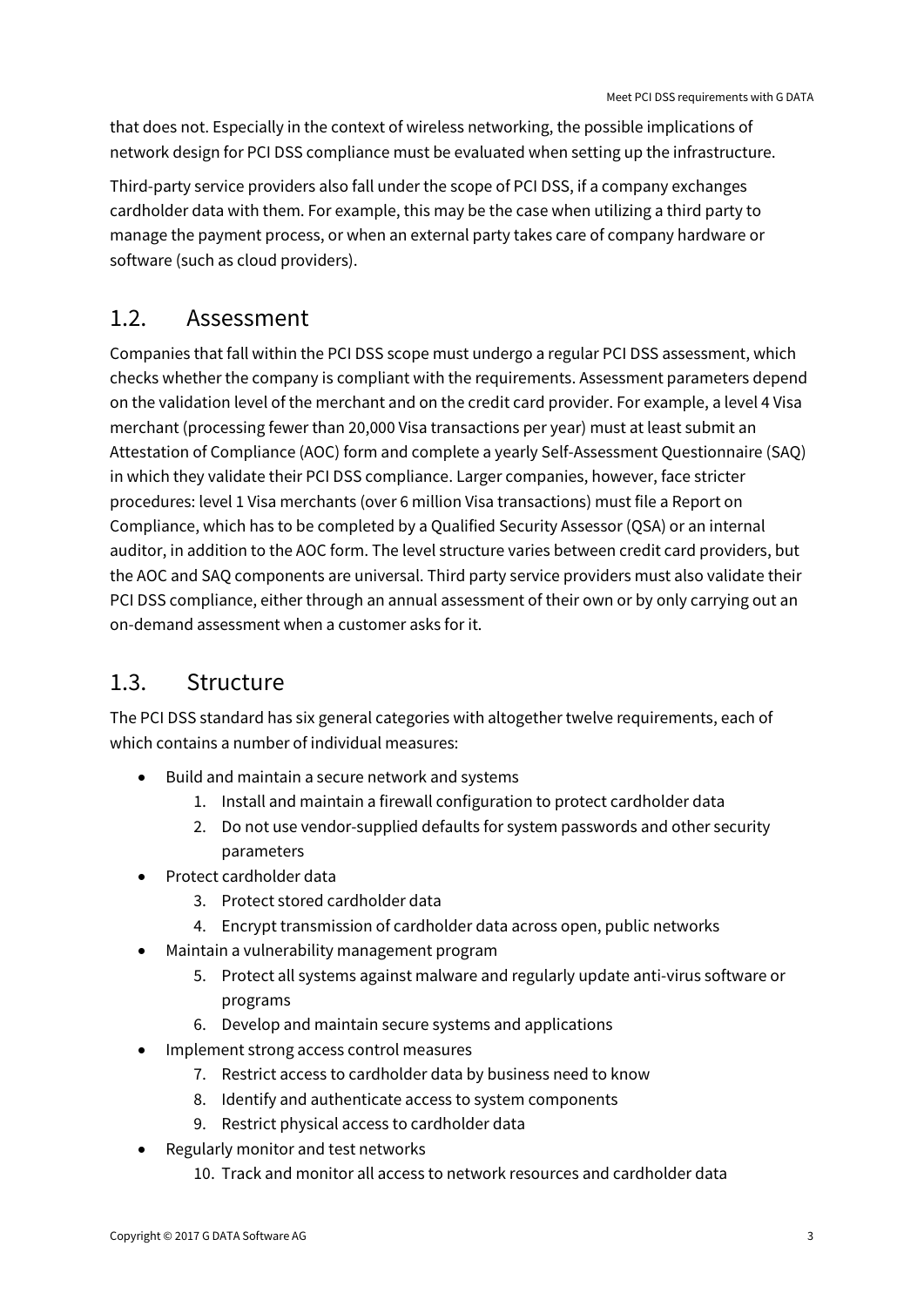that does not. Especially in the context of wireless networking, the possible implications of network design for PCI DSS compliance must be evaluated when setting up the infrastructure.

Third-party service providers also fall under the scope of PCI DSS, if a company exchanges cardholder data with them. For example, this may be the case when utilizing a third party to manage the payment process, or when an external party takes care of company hardware or software (such as cloud providers).

## 1.2. Assessment

Companies that fall within the PCI DSS scope must undergo a regular PCI DSS assessment, which checks whether the company is compliant with the requirements. Assessment parameters depend on the validation level of the merchant and on the credit card provider. For example, a level 4 Visa merchant (processing fewer than 20,000 Visa transactions per year) must at least submit an Attestation of Compliance (AOC) form and complete a yearly Self-Assessment Questionnaire (SAQ) in which they validate their PCI DSS compliance. Larger companies, however, face stricter procedures: level 1 Visa merchants (over 6 million Visa transactions) must file a Report on Compliance, which has to be completed by a Qualified Security Assessor (QSA) or an internal auditor, in addition to the AOC form. The level structure varies between credit card providers, but the AOC and SAQ components are universal. Third party service providers must also validate their PCI DSS compliance, either through an annual assessment of their own or by only carrying out an on-demand assessment when a customer asks for it.

## 1.3. Structure

The PCI DSS standard has six general categories with altogether twelve requirements, each of which contains a number of individual measures:

- Build and maintain a secure network and systems
    1. Install and maintain a firewall configuration to protect cardholder data
    2. Do not use vendor-supplied defaults for system passwords and other security parameters
- Protect cardholder data
    3. Protect stored cardholder data
    4. Encrypt transmission of cardholder data across open, public networks
- Maintain a vulnerability management program
    5. Protect all systems against malware and regularly update anti-virus software or programs
    6. Develop and maintain secure systems and applications
- Implement strong access control measures
    7. Restrict access to cardholder data by business need to know
    8. Identify and authenticate access to system components
    9. Restrict physical access to cardholder data
- Regularly monitor and test networks
    10. Track and monitor all access to network resources and cardholder data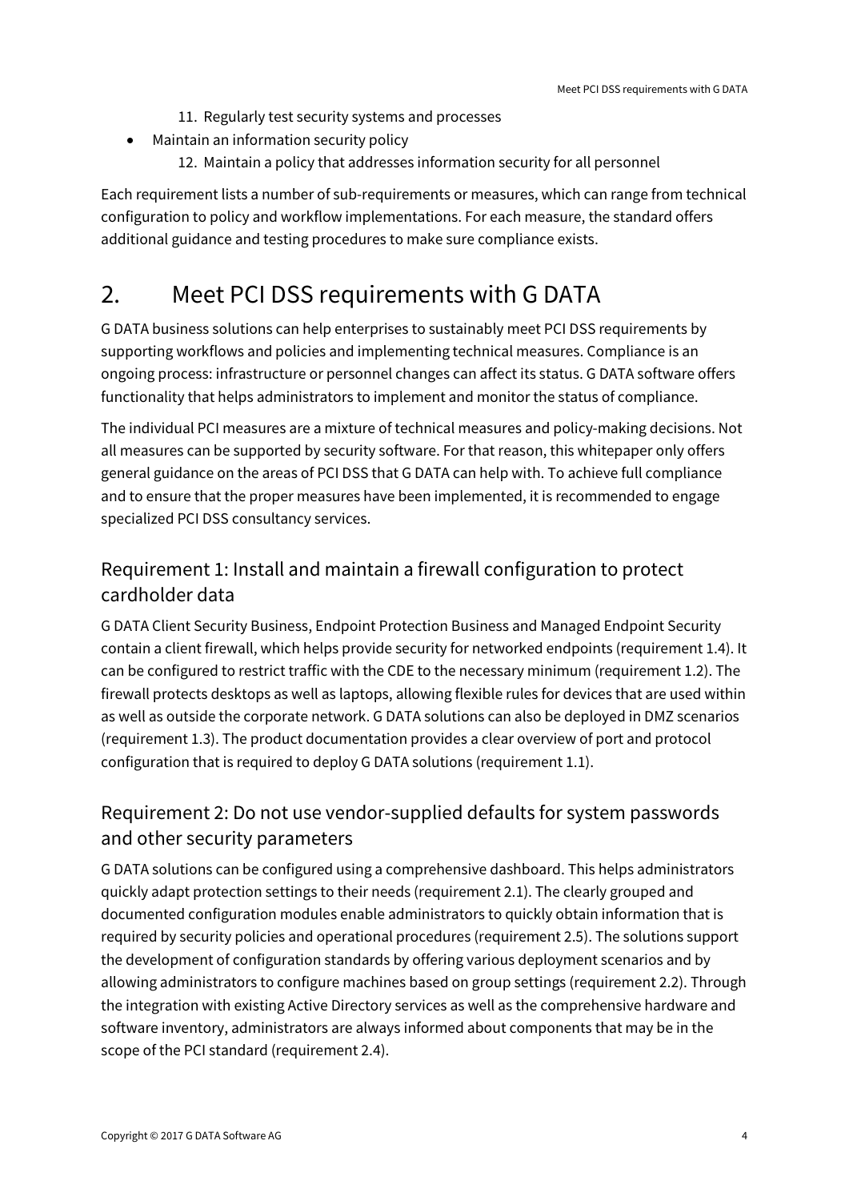11. Regularly test security systems and processes

- Maintain an information security policy
    12. Maintain a policy that addresses information security for all personnel

Each requirement lists a number of sub-requirements or measures, which can range from technical configuration to policy and workflow implementations. For each measure, the standard offers additional guidance and testing procedures to make sure compliance exists.

# 2. Meet PCI DSS requirements with G DATA

G DATA business solutions can help enterprises to sustainably meet PCI DSS requirements by supporting workflows and policies and implementing technical measures. Compliance is an ongoing process: infrastructure or personnel changes can affect its status. G DATA software offers functionality that helps administrators to implement and monitor the status of compliance.

The individual PCI measures are a mixture of technical measures and policy-making decisions. Not all measures can be supported by security software. For that reason, this whitepaper only offers general guidance on the areas of PCI DSS that G DATA can help with. To achieve full compliance and to ensure that the proper measures have been implemented, it is recommended to engage specialized PCI DSS consultancy services.

## Requirement 1: Install and maintain a firewall configuration to protect cardholder data

G DATA Client Security Business, Endpoint Protection Business and Managed Endpoint Security contain a client firewall, which helps provide security for networked endpoints (requirement 1.4). It can be configured to restrict traffic with the CDE to the necessary minimum (requirement 1.2). The firewall protects desktops as well as laptops, allowing flexible rules for devices that are used within as well as outside the corporate network. G DATA solutions can also be deployed in DMZ scenarios (requirement 1.3). The product documentation provides a clear overview of port and protocol configuration that is required to deploy G DATA solutions (requirement 1.1).

## Requirement 2: Do not use vendor-supplied defaults for system passwords and other security parameters

G DATA solutions can be configured using a comprehensive dashboard. This helps administrators quickly adapt protection settings to their needs (requirement 2.1). The clearly grouped and documented configuration modules enable administrators to quickly obtain information that is required by security policies and operational procedures (requirement 2.5). The solutions support the development of configuration standards by offering various deployment scenarios and by allowing administrators to configure machines based on group settings (requirement 2.2). Through the integration with existing Active Directory services as well as the comprehensive hardware and software inventory, administrators are always informed about components that may be in the scope of the PCI standard (requirement 2.4).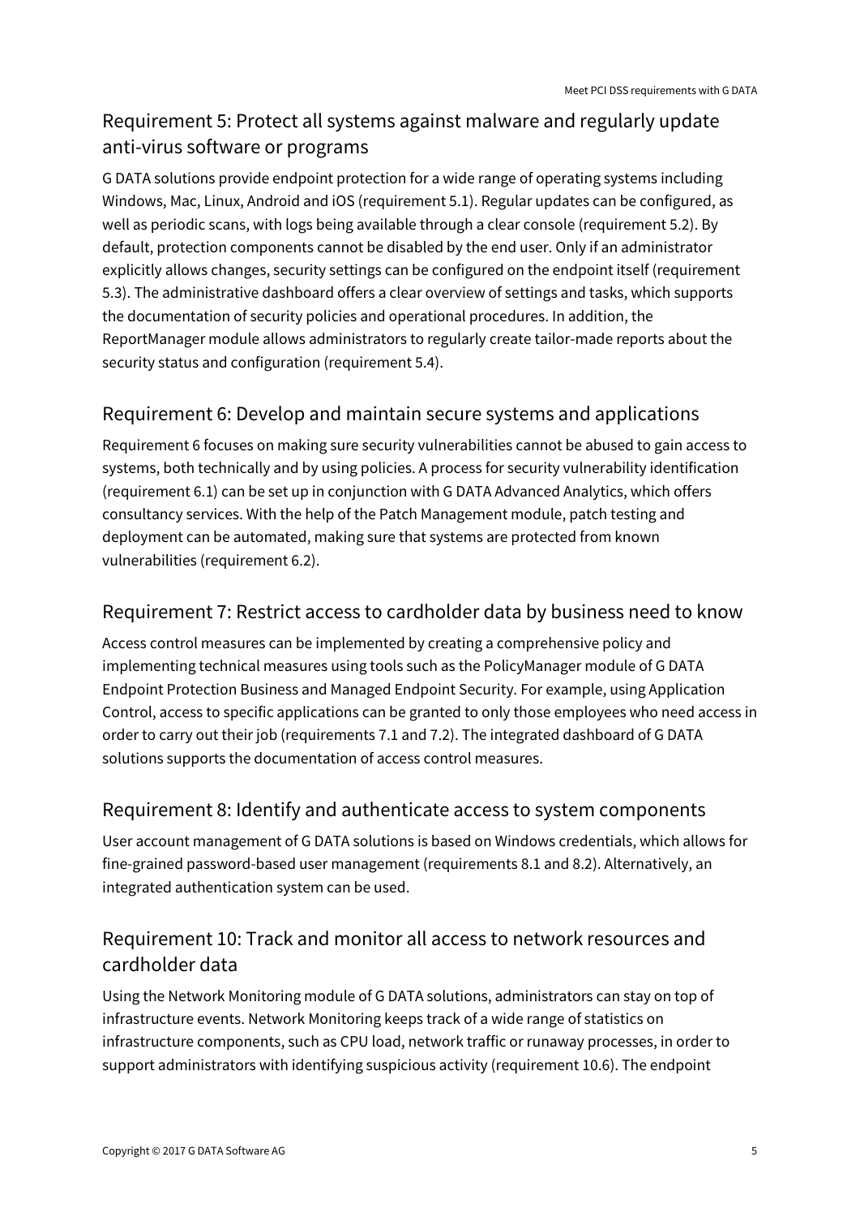## Requirement 5: Protect all systems against malware and regularly update anti-virus software or programs

G DATA solutions provide endpoint protection for a wide range of operating systems including Windows, Mac, Linux, Android and iOS (requirement 5.1). Regular updates can be configured, as well as periodic scans, with logs being available through a clear console (requirement 5.2). By default, protection components cannot be disabled by the end user. Only if an administrator explicitly allows changes, security settings can be configured on the endpoint itself (requirement 5.3). The administrative dashboard offers a clear overview of settings and tasks, which supports the documentation of security policies and operational procedures. In addition, the ReportManager module allows administrators to regularly create tailor-made reports about the security status and configuration (requirement 5.4).

## Requirement 6: Develop and maintain secure systems and applications

Requirement 6 focuses on making sure security vulnerabilities cannot be abused to gain access to systems, both technically and by using policies. A process for security vulnerability identification (requirement 6.1) can be set up in conjunction with G DATA Advanced Analytics, which offers consultancy services. With the help of the Patch Management module, patch testing and deployment can be automated, making sure that systems are protected from known vulnerabilities (requirement 6.2).

## Requirement 7: Restrict access to cardholder data by business need to know

Access control measures can be implemented by creating a comprehensive policy and implementing technical measures using tools such as the PolicyManager module of G DATA Endpoint Protection Business and Managed Endpoint Security. For example, using Application Control, access to specific applications can be granted to only those employees who need access in order to carry out their job (requirements 7.1 and 7.2). The integrated dashboard of G DATA solutions supports the documentation of access control measures.

## Requirement 8: Identify and authenticate access to system components

User account management of G DATA solutions is based on Windows credentials, which allows for fine-grained password-based user management (requirements 8.1 and 8.2). Alternatively, an integrated authentication system can be used.

## Requirement 10: Track and monitor all access to network resources and cardholder data

Using the Network Monitoring module of G DATA solutions, administrators can stay on top of infrastructure events. Network Monitoring keeps track of a wide range of statistics on infrastructure components, such as CPU load, network traffic or runaway processes, in order to support administrators with identifying suspicious activity (requirement 10.6). The endpoint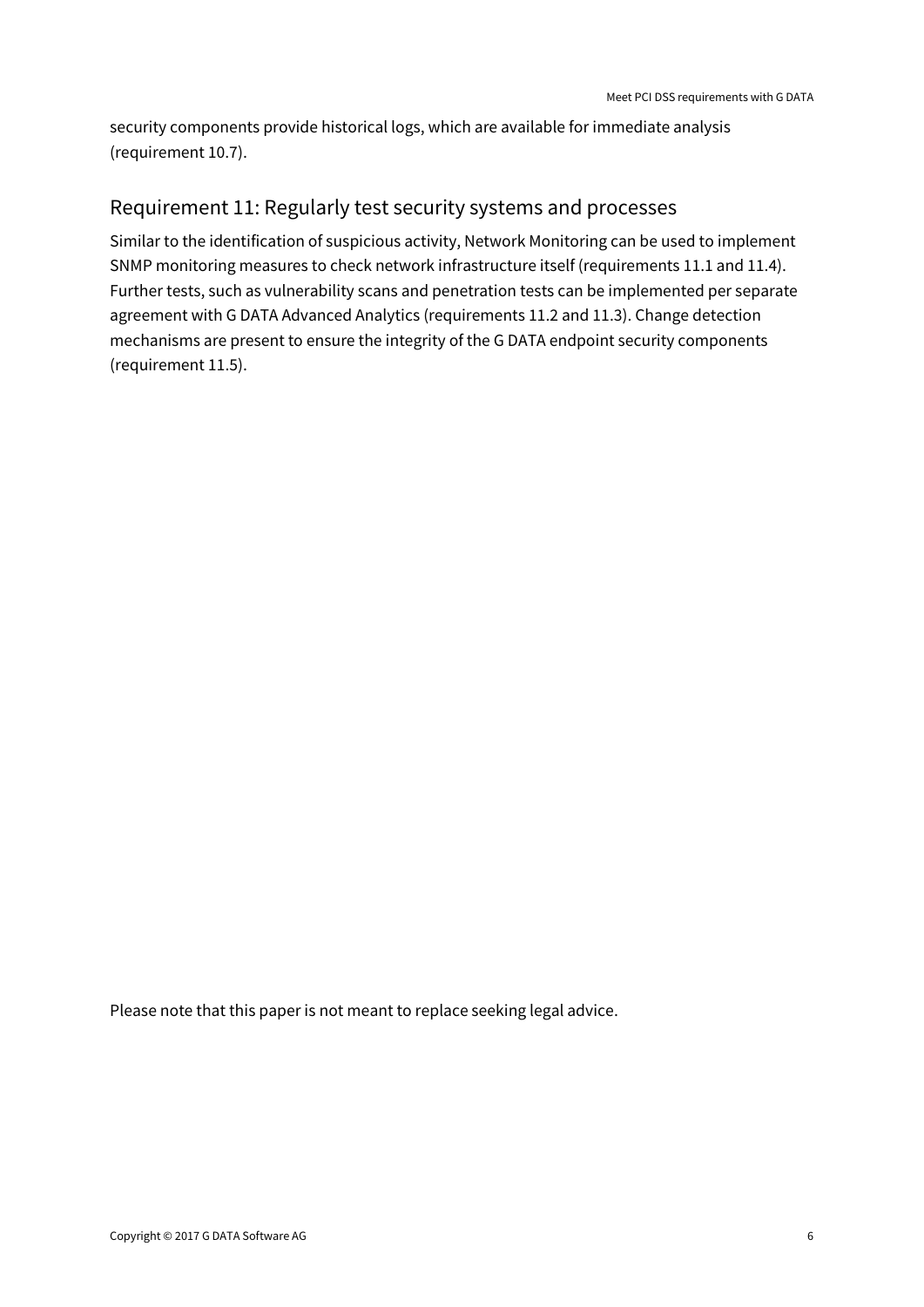security components provide historical logs, which are available for immediate analysis (requirement 10.7).

## Requirement 11: Regularly test security systems and processes

Similar to the identification of suspicious activity, Network Monitoring can be used to implement SNMP monitoring measures to check network infrastructure itself (requirements 11.1 and 11.4). Further tests, such as vulnerability scans and penetration tests can be implemented per separate agreement with G DATA Advanced Analytics (requirements 11.2 and 11.3). Change detection mechanisms are present to ensure the integrity of the G DATA endpoint security components (requirement 11.5).

Please note that this paper is not meant to replace seeking legal advice.

Copyright © 2017 G DATA Software AG